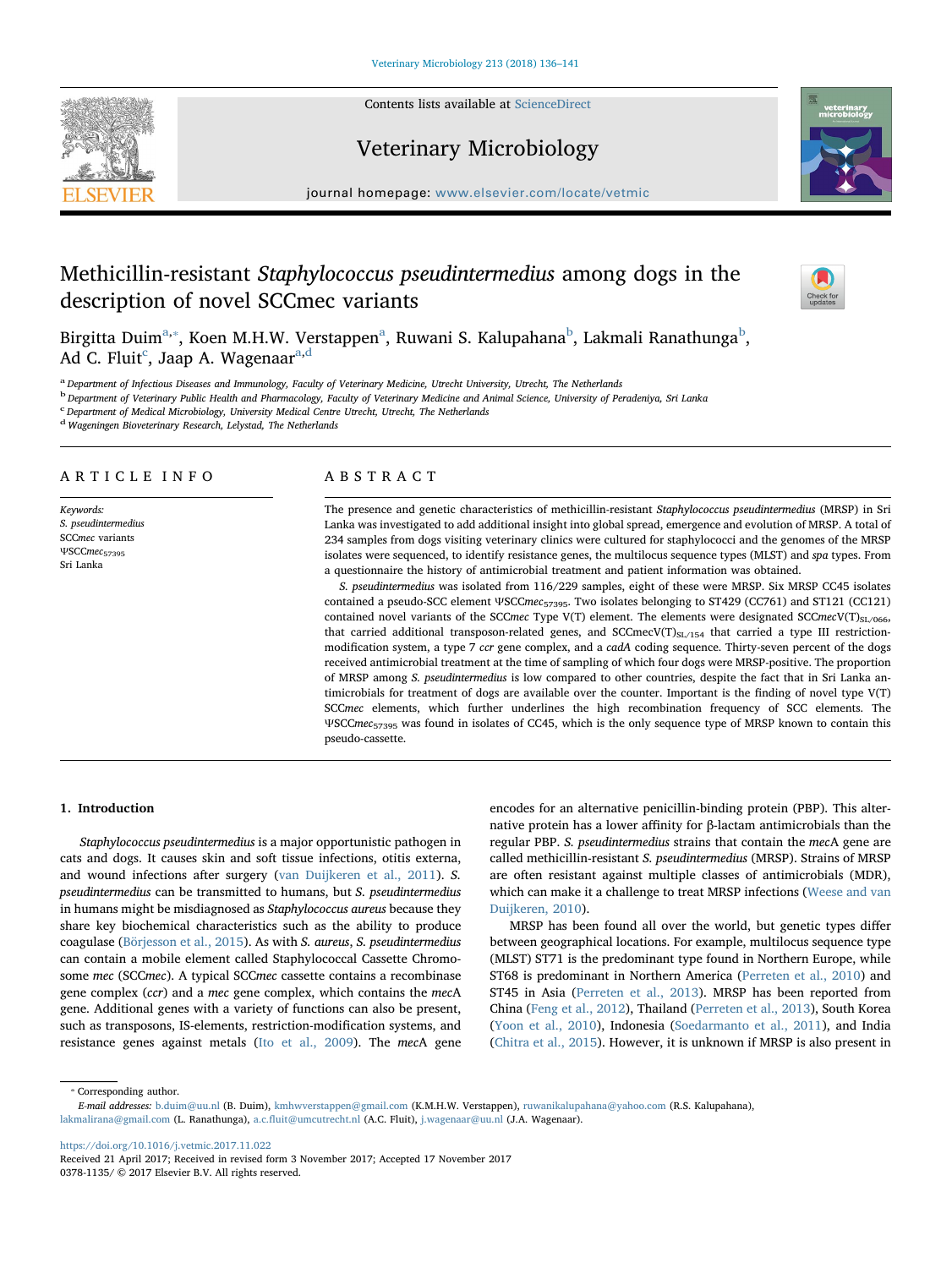# Methicillin-resistant *Staphylococcus pseudintermedius* among dogs in the description of novel SCCmec variants

Birgitta Duim[a,*], Koen M.H.W. Verstappen[a], Ruwani S. Kalupahana[b], Lakmali Ranathunga[b], Ad C. Fluit[c], Jaap A. Wagenaar[a,d]

[a] Department of Infectious Diseases and Immunology, Faculty of Veterinary Medicine, Utrecht University, Utrecht, The Netherlands
[b] Department of Veterinary Public Health and Pharmacology, Faculty of Veterinary Medicine and Animal Science, University of Peradeniya, Sri Lanka
[c] Department of Medical Microbiology, University Medical Centre Utrecht, Utrecht, The Netherlands
[d] Wageningen Bioveterinary Research, Lelystad, The Netherlands

## ARTICLE INFO

*Keywords:*
S. pseudintermedius
SCCmec variants
ΨSCCmec$_{57395}$
Sri Lanka

## ABSTRACT

The presence and genetic characteristics of methicillin-resistant *Staphylococcus pseudintermedius* (MRSP) in Sri Lanka was investigated to add additional insight into global spread, emergence and evolution of MRSP. A total of 234 samples from dogs visiting veterinary clinics were cultured for staphylococci and the genomes of the MRSP isolates were sequenced, to identify resistance genes, the multilocus sequence types (MLST) and *spa* types. From a questionnaire the history of antimicrobial treatment and patient information was obtained.

*S. pseudintermedius* was isolated from 116/229 samples, eight of these were MRSP. Six MRSP CC45 isolates contained a pseudo-SCC element ΨSCC*mec*$_{57395}$. Two isolates belonging to ST429 (CC761) and ST121 (CC121) contained novel variants of the SCC*mec* Type V(T) element. The elements were designated SCC*mec*V(T)$_{SL/066}$, that carried additional transposon-related genes, and SCCmecV(T)$_{SL/154}$ that carried a type III restriction-modification system, a type 7 *ccr* gene complex, and a *cadA* coding sequence. Thirty-seven percent of the dogs received antimicrobial treatment at the time of sampling of which four dogs were MRSP-positive. The proportion of MRSP among *S. pseudintermedius* is low compared to other countries, despite the fact that in Sri Lanka antimicrobials for treatment of dogs are available over the counter. Important is the finding of novel type V(T) SCC*mec* elements, which further underlines the high recombination frequency of SCC elements. The ΨSCC*mec*$_{57395}$ was found in isolates of CC45, which is the only sequence type of MRSP known to contain this pseudo-cassette.

## 1. Introduction

*Staphylococcus pseudintermedius* is a major opportunistic pathogen in cats and dogs. It causes skin and soft tissue infections, otitis externa, and wound infections after surgery (van Duijkeren et al., 2011). *S. pseudintermedius* can be transmitted to humans, but *S. pseudintermedius* in humans might be misdiagnosed as *Staphylococcus aureus* because they share key biochemical characteristics such as the ability to produce coagulase (Börjesson et al., 2015). As with *S. aureus*, *S. pseudintermedius* can contain a mobile element called Staphylococcal Cassette Chromosome *mec* (SCC*mec*). A typical SCC*mec* cassette contains a recombinase gene complex (*ccr*) and a *mec* gene complex, which contains the *mec*A gene. Additional genes with a variety of functions can also be present, such as transposons, IS-elements, restriction-modification systems, and resistance genes against metals (Ito et al., 2009). The *mec*A gene encodes for an alternative penicillin-binding protein (PBP). This alternative protein has a lower affinity for β-lactam antimicrobials than the regular PBP. *S. pseudintermedius* strains that contain the *mec*A gene are called methicillin-resistant *S. pseudintermedius* (MRSP). Strains of MRSP are often resistant against multiple classes of antimicrobials (MDR), which can make it a challenge to treat MRSP infections (Weese and van Duijkeren, 2010).

MRSP has been found all over the world, but genetic types differ between geographical locations. For example, multilocus sequence type (MLST) ST71 is the predominant type found in Northern Europe, while ST68 is predominant in Northern America (Perreten et al., 2010) and ST45 in Asia (Perreten et al., 2013). MRSP has been reported from China (Feng et al., 2012), Thailand (Perreten et al., 2013), South Korea (Yoon et al., 2010), Indonesia (Soedarmanto et al., 2011), and India (Chitra et al., 2015). However, it is unknown if MRSP is also present in

* Corresponding author.
*E-mail addresses:* b.duim@uu.nl (B. Duim), kmhwverstappen@gmail.com (K.M.H.W. Verstappen), ruwanikalupahana@yahoo.com (R.S. Kalupahana), lakmalirana@gmail.com (L. Ranathunga), a.c.fluit@umcutrecht.nl (A.C. Fluit), j.wagenaar@uu.nl (J.A. Wagenaar).

https://doi.org/10.1016/j.vetmic.2017.11.022
Received 21 April 2017; Received in revised form 3 November 2017; Accepted 17 November 2017
0378-1135/ © 2017 Elsevier B.V. All rights reserved.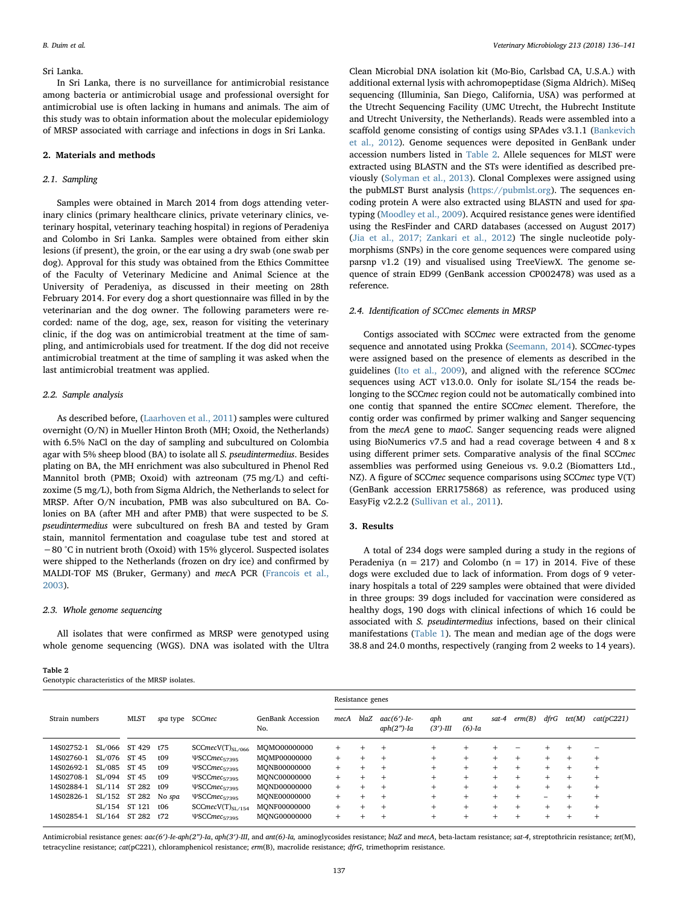Sri Lanka.

In Sri Lanka, there is no surveillance for antimicrobial resistance among bacteria or antimicrobial usage and professional oversight for antimicrobial use is often lacking in humans and animals. The aim of this study was to obtain information about the molecular epidemiology of MRSP associated with carriage and infections in dogs in Sri Lanka.

## 2. Materials and methods

### 2.1. Sampling

Samples were obtained in March 2014 from dogs attending veterinary clinics (primary healthcare clinics, private veterinary clinics, veterinary hospital, veterinary teaching hospital) in regions of Peradeniya and Colombo in Sri Lanka. Samples were obtained from either skin lesions (if present), the groin, or the ear using a dry swab (one swab per dog). Approval for this study was obtained from the Ethics Committee of the Faculty of Veterinary Medicine and Animal Science at the University of Peradeniya, as discussed in their meeting on 28th February 2014. For every dog a short questionnaire was filled in by the veterinarian and the dog owner. The following parameters were recorded: name of the dog, age, sex, reason for visiting the veterinary clinic, if the dog was on antimicrobial treatment at the time of sampling, and antimicrobials used for treatment. If the dog did not receive antimicrobial treatment at the time of sampling it was asked when the last antimicrobial treatment was applied.

### 2.2. Sample analysis

As described before, (Laarhoven et al., 2011) samples were cultured overnight (O/N) in Mueller Hinton Broth (MH; Oxoid, the Netherlands) with 6.5% NaCl on the day of sampling and subcultured on Colombia agar with 5% sheep blood (BA) to isolate all *S. pseudintermedius*. Besides plating on BA, the MH enrichment was also subcultured in Phenol Red Mannitol broth (PMB; Oxoid) with aztreonam (75 mg/L) and ceftizoxime (5 mg/L), both from Sigma Aldrich, the Netherlands to select for MRSP. After O/N incubation, PMB was also subcultured on BA. Colonies on BA (after MH and after PMB) that were suspected to be *S. pseudintermedius* were subcultured on fresh BA and tested by Gram stain, mannitol fermentation and coagulase tube test and stored at −80 °C in nutrient broth (Oxoid) with 15% glycerol. Suspected isolates were shipped to the Netherlands (frozen on dry ice) and confirmed by MALDI-TOF MS (Bruker, Germany) and *mec*A PCR (Francois et al., 2003).

### 2.3. Whole genome sequencing

All isolates that were confirmed as MRSP were genotyped using whole genome sequencing (WGS). DNA was isolated with the Ultra Clean Microbial DNA isolation kit (Mo-Bio, Carlsbad CA, U.S.A.) with additional external lysis with achromopeptidase (Sigma Aldrich). MiSeq sequencing (Illuminia, San Diego, California, USA) was performed at the Utrecht Sequencing Facility (UMC Utrecht, the Hubrecht Institute and Utrecht University, the Netherlands). Reads were assembled into a scaffold genome consisting of contigs using SPAdes v3.1.1 (Bankevich et al., 2012). Genome sequences were deposited in GenBank under accession numbers listed in Table 2. Allele sequences for MLST were extracted using BLASTN and the STs were identified as described previously (Solyman et al., 2013). Clonal Complexes were assigned using the pubMLST Burst analysis (https://pubmlst.org). The sequences encoding protein A were also extracted using BLASTN and used for *spa*-typing (Moodley et al., 2009). Acquired resistance genes were identified using the ResFinder and CARD databases (accessed on August 2017) (Jia et al., 2017; Zankari et al., 2012) The single nucleotide polymorphisms (SNPs) in the core genome sequences were compared using parsnp v1.2 (19) and visualised using TreeViewX. The genome sequence of strain ED99 (GenBank accession CP002478) was used as a reference.

### 2.4. Identification of SCC*mec* elements in MRSP

Contigs associated with SCC*mec* were extracted from the genome sequence and annotated using Prokka (Seemann, 2014). SCC*mec*-types were assigned based on the presence of elements as described in the guidelines (Ito et al., 2009), and aligned with the reference SCC*mec* sequences using ACT v13.0.0. Only for isolate SL/154 the reads belonging to the SCC*mec* region could not be automatically combined into one contig that spanned the entire SCC*mec* element. Therefore, the contig order was confirmed by primer walking and Sanger sequencing from the *mecA* gene to *maoC*. Sanger sequencing reads were aligned using BioNumerics v7.5 and had a read coverage between 4 and 8 x using different primer sets. Comparative analysis of the final SCC*mec* assemblies was performed using Geneious vs. 9.0.2 (Biomatters Ltd., NZ). A figure of SCC*mec* sequence comparisons using SCC*mec* type V(T) (GenBank accession ERR175868) as reference, was produced using EasyFig v2.2.2 (Sullivan et al., 2011).

## 3. Results

A total of 234 dogs were sampled during a study in the regions of Peradeniya (n = 217) and Colombo (n = 17) in 2014. Five of these dogs were excluded due to lack of information. From dogs of 9 veterinary hospitals a total of 229 samples were obtained that were divided in three groups: 39 dogs included for vaccination were considered as healthy dogs, 190 dogs with clinical infections of which 16 could be associated with *S. pseudintermedius* infections, based on their clinical manifestations (Table 1). The mean and median age of the dogs were 38.8 and 24.0 months, respectively (ranging from 2 weeks to 14 years).

**Table 2**
Genotypic characteristics of the MRSP isolates.

| Strain numbers | | MLST | *spa* type | SCC*mec* | GenBank Accession No. | Resistance genes | | | | | | | | | |
|---|---|---|---|---|---|---|---|---|---|---|---|---|---|---|---|
| | | | | | | *mecA* | *blaZ* | *aac(6')-Ie-aph(2")-Ia* | *aph (3')-III* | *ant (6)-Ia* | *sat-4* | *erm(B)* | *dfrG* | *tet(M)* | *cat(pC221)* |
| 14S02752-1 | SL/066 | ST 429 | t75 | SCC*mec*V(T)$_{SL/066}$ | MQMO00000000 | + | + | + | + | + | + | − | + | + | − |
| 14S02760-1 | SL/076 | ST 45 | t09 | ΨSCC*mec*$_{57395}$ | MQMP00000000 | + | + | + | + | + | + | + | + | + | + |
| 14S02692-1 | SL/085 | ST 45 | t09 | ΨSCC*mec*$_{57395}$ | MQNB00000000 | + | + | + | + | + | + | + | + | + | + |
| 14S02708-1 | SL/094 | ST 45 | t09 | ΨSCC*mec*$_{57395}$ | MQNC00000000 | + | + | + | + | + | + | + | + | + | + |
| 14S02884-1 | SL/114 | ST 282 | t09 | ΨSCC*mec*$_{57395}$ | MQND00000000 | + | + | + | + | + | + | + | + | + | + |
| 14S02826-1 | SL/152 | ST 282 | No *spa* | ΨSCC*mec*$_{57395}$ | MQNE00000000 | + | + | + | + | + | + | + | − | + | + |
| | SL/154 | ST 121 | t06 | SCC*mec*V(T)$_{SL/154}$ | MQNF00000000 | + | + | + | + | + | + | + | + | + | + |
| 14S02854-1 | SL/164 | ST 282 | t72 | ΨSCC*mec*$_{57395}$ | MQNG00000000 | + | + | + | + | + | + | + | + | + | + |

Antimicrobial resistance genes: *aac(6')-Ie-aph(2")-Ia*, *aph(3')-III*, and *ant(6)-Ia*, aminoglycosides resistance; *blaZ* and *mecA*, beta-lactam resistance; *sat-4*, streptothricin resistance; *tet*(M), tetracycline resistance; *cat*(pC221), chloramphenicol resistance; *erm*(B), macrolide resistance; *dfrG*, trimethoprim resistance.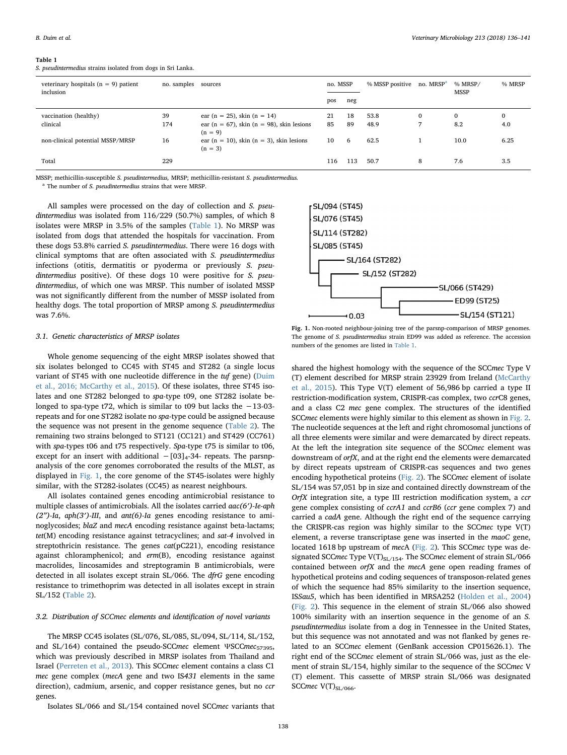**Table 1**
*S. pseudintermedius* strains isolated from dogs in Sri Lanka.

| veterinary hospitals (n = 9) patient inclusion | no. samples | sources | no. MSSP | | % MSSP positive | no. MRSP[a] | % MRSP/ MSSP | % MRSP |
|---|---|---|---|---|---|---|---|---|
| | | | pos | neg | | | | |
| vaccination (healthy) | 39 | ear (n = 25), skin (n = 14) | 21 | 18 | 53.8 | 0 | 0 | 0 |
| clinical | 174 | ear (n = 67), skin (n = 98), skin lesions (n = 9) | 85 | 89 | 48.9 | 7 | 8.2 | 4.0 |
| non-clinical potential MSSP/MRSP | 16 | ear (n = 10), skin (n = 3), skin lesions (n = 3) | 10 | 6 | 62.5 | 1 | 10.0 | 6.25 |
| Total | 229 | | 116 | 113 | 50.7 | 8 | 7.6 | 3.5 |

MSSP; methicillin-susceptible *S. pseudintermedius*, MRSP; methicillin-resistant *S. pseudintermedius*.
[a] The number of *S. pseudintermedius* strains that were MRSP.

All samples were processed on the day of collection and *S. pseudintermedius* was isolated from 116/229 (50.7%) samples, of which 8 isolates were MRSP in 3.5% of the samples (Table 1). No MRSP was isolated from dogs that attended the hospitals for vaccination. From these dogs 53.8% carried *S. pseudintermedius*. There were 16 dogs with clinical symptoms that are often associated with *S. pseudintermedius* infections (otitis, dermatitis or pyoderma or previously *S. pseudintermedius* positive). Of these dogs 10 were positive for *S. pseudintermedius*, of which one was MRSP. This number of isolated MSSP was not significantly different from the number of MSSP isolated from healthy dogs. The total proportion of MRSP among *S. pseudintermedius* was 7.6%.

### 3.1. Genetic characteristics of MRSP isolates

Whole genome sequencing of the eight MRSP isolates showed that six isolates belonged to CC45 with ST45 and ST282 (a single locus variant of ST45 with one nucleotide difference in the *tuf* gene) (Duim et al., 2016; McCarthy et al., 2015). Of these isolates, three ST45 isolates and one ST282 isolate belonged to *spa*-type t09, one ST282 isolate belonged to spa-type t72, which is similar to t09 but lacks the −13-03-repeats and for one ST282 isolate no *spa*-type could be assigned because the sequence was not present in the genome sequence (Table 2). The remaining two strains belonged to ST121 (CC121) and ST429 (CC761) with *spa*-types t06 and t75 respectively. *Spa*-type t75 is similar to t06, except for an insert with additional $-[03]_4$-34- repeats. The parsnp-analysis of the core genomes corroborated the results of the MLST, as displayed in Fig. 1, the core genome of the ST45-isolates were highly similar, with the ST282-isolates (CC45) as nearest neighbours.

All isolates contained genes encoding antimicrobial resistance to multiple classes of antimicrobials. All the isolates carried *aac(6')-Ie-aph (2")-Ia*, *aph(3')-III*, and *ant(6)-Ia* genes encoding resistance to aminoglycosides; *blaZ* and *mecA* encoding resistance against beta-lactams; *tet*(M) encoding resistance against tetracyclines; and *sat-4* involved in streptothricin resistance. The genes *cat*(pC221), encoding resistance against chloramphenicol; and *erm*(B), encoding resistance against macrolides, lincosamides and streptogramin B antimicrobials, were detected in all isolates except strain SL/066. The *dfrG* gene encoding resistance to trimethoprim was detected in all isolates except in strain SL/152 (Table 2).

### 3.2. Distribution of SCC*mec* elements and identification of novel variants

The MRSP CC45 isolates (SL/076, SL/085, SL/094, SL/114, SL/152, and SL/164) contained the pseudo-SCC*mec* element $\Psi$SCC*mec*$_{57395}$, which was previously described in MRSP isolates from Thailand and Israel (Perreten et al., 2013). This SCC*mec* element contains a class C1 *mec* gene complex (*mecA* gene and two IS*431* elements in the same direction), cadmium, arsenic, and copper resistance genes, but no *ccr* genes.

Isolates SL/066 and SL/154 contained novel SCC*mec* variants that

Fig. 1. Non-rooted neighbour-joining tree of the parsnp-comparison of MRSP genomes. The genome of *S. pseudintermedius* strain ED99 was added as reference. The accession numbers of the genomes are listed in Table 1.

shared the highest homology with the sequence of the SCC*mec* Type V (T) element described for MRSP strain 23929 from Ireland (McCarthy et al., 2015). This Type V(T) element of 56,986 bp carried a type II restriction-modification system, CRISPR-cas complex, two *ccr*C8 genes, and a class C2 *mec* gene complex. The structures of the identified SCC*mec* elements were highly similar to this element as shown in Fig. 2. The nucleotide sequences at the left and right chromosomal junctions of all three elements were similar and were demarcated by direct repeats. At the left the integration site sequence of the SCC*mec* element was downstream of *orfX*, and at the right end the elements were demarcated by direct repeats upstream of CRISPR-cas sequences and two genes encoding hypothetical proteins (Fig. 2). The SCC*mec* element of isolate SL/154 was 57,051 bp in size and contained directly downstream of the *OrfX* integration site, a type III restriction modification system, a *ccr* gene complex consisting of *ccrA1* and *ccrB6* (*ccr* gene complex 7) and carried a *cadA* gene. Although the right end of the sequence carrying the CRISPR-cas region was highly similar to the SCC*mec* type V(T) element, a reverse transcriptase gene was inserted in the *maoC* gene, located 1618 bp upstream of *mecA* (Fig. 2). This SCC*mec* type was designated SCC*mec* Type V(T)$_{SL/154}$. The SCC*mec* element of strain SL/066 contained between *orfX* and the *mecA* gene open reading frames of hypothetical proteins and coding sequences of transposon-related genes of which the sequence had 85% similarity to the insertion sequence, IS*Sau5*, which has been identified in MRSA252 (Holden et al., 2004) (Fig. 2). This sequence in the element of strain SL/066 also showed 100% similarity with an insertion sequence in the genome of an *S. pseudintermedius* isolate from a dog in Tennessee in the United States, but this sequence was not annotated and was not flanked by genes related to an SCC*mec* element (GenBank accession CP015626.1). The right end of the SCC*mec* element of strain SL/066 was, just as the element of strain SL/154, highly similar to the sequence of the SCC*mec* V (T) element. This cassette of MRSP strain SL/066 was designated SCC*mec* V(T)$_{SL/066}$.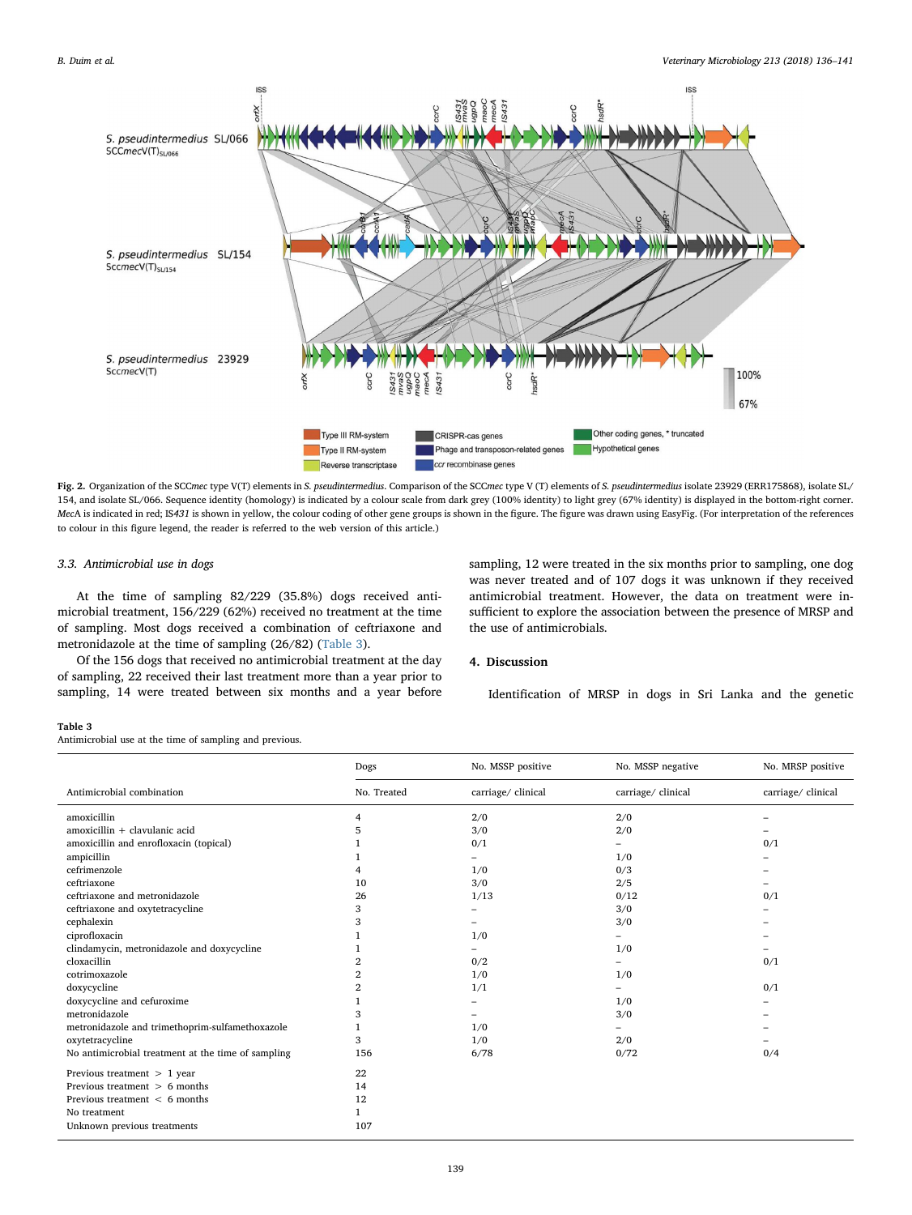Fig. 2. Organization of the SCC*mec* type V(T) elements in *S. pseudintermedius*. Comparison of the SCC*mec* type V (T) elements of *S. pseudintermedius* isolate 23929 (ERR175868), isolate SL/154, and isolate SL/066. Sequence identity (homology) is indicated by a colour scale from dark grey (100% identity) to light grey (67% identity) in the bottom-right corner. *MecA* is indicated in red; IS*431* is shown in yellow, the colour coding of other gene groups is shown in the figure. The figure was drawn using EasyFig. (For interpretation of the references to colour in this figure legend, the reader is referred to the web version of this article.)

### 3.3. Antimicrobial use in dogs

At the time of sampling 82/229 (35.8%) dogs received antimicrobial treatment, 156/229 (62%) received no treatment at the time of sampling. Most dogs received a combination of ceftriaxone and metronidazole at the time of sampling (26/82) (Table 3).

Of the 156 dogs that received no antimicrobial treatment at the day of sampling, 22 received their last treatment more than a year prior to sampling, 14 were treated between six months and a year before sampling, 12 were treated in the six months prior to sampling, one dog was never treated and of 107 dogs it was unknown if they received antimicrobial treatment. However, the data on treatment were insufficient to explore the association between the presence of MRSP and the use of antimicrobials.

## 4. Discussion

Identification of MRSP in dogs in Sri Lanka and the genetic

**Table 3**
Antimicrobial use at the time of sampling and previous.

| | Dogs | No. MSSP positive | No. MSSP negative | No. MRSP positive |
|---|---|---|---|---|
| Antimicrobial combination | No. Treated | carriage/ clinical | carriage/ clinical | carriage/ clinical |
| amoxicillin | 4 | 2/0 | 2/0 | – |
| amoxicillin + clavulanic acid | 5 | 3/0 | 2/0 | – |
| amoxicillin and enrofloxacin (topical) | 1 | 0/1 | – | 0/1 |
| ampicillin | 1 | – | 1/0 | – |
| cefrimenzole | 4 | 1/0 | 0/3 | – |
| ceftriaxone | 10 | 3/0 | 2/5 | – |
| ceftriaxone and metronidazole | 26 | 1/13 | 0/12 | 0/1 |
| ceftriaxone and oxytetracycline | 3 | – | 3/0 | – |
| cephalexin | 3 | – | 3/0 | – |
| ciprofloxacin | 1 | 1/0 | – | – |
| clindamycin, metronidazole and doxycycline | 1 | – | 1/0 | – |
| cloxacillin | 2 | 0/2 | – | 0/1 |
| cotrimoxazole | 2 | 1/0 | 1/0 | – |
| doxycycline | 2 | 1/1 | – | 0/1 |
| doxycycline and cefuroxime | 1 | – | 1/0 | – |
| metronidazole | 3 | – | 3/0 | – |
| metronidazole and trimethoprim-sulfamethoxazole | 1 | 1/0 | – | – |
| oxytetracycline | 3 | 1/0 | 2/0 | – |
| No antimicrobial treatment at the time of sampling | 156 | 6/78 | 0/72 | 0/4 |
| Previous treatment > 1 year | 22 | | | |
| Previous treatment > 6 months | 14 | | | |
| Previous treatment < 6 months | 12 | | | |
| No treatment | 1 | | | |
| Unknown previous treatments | 107 | | | |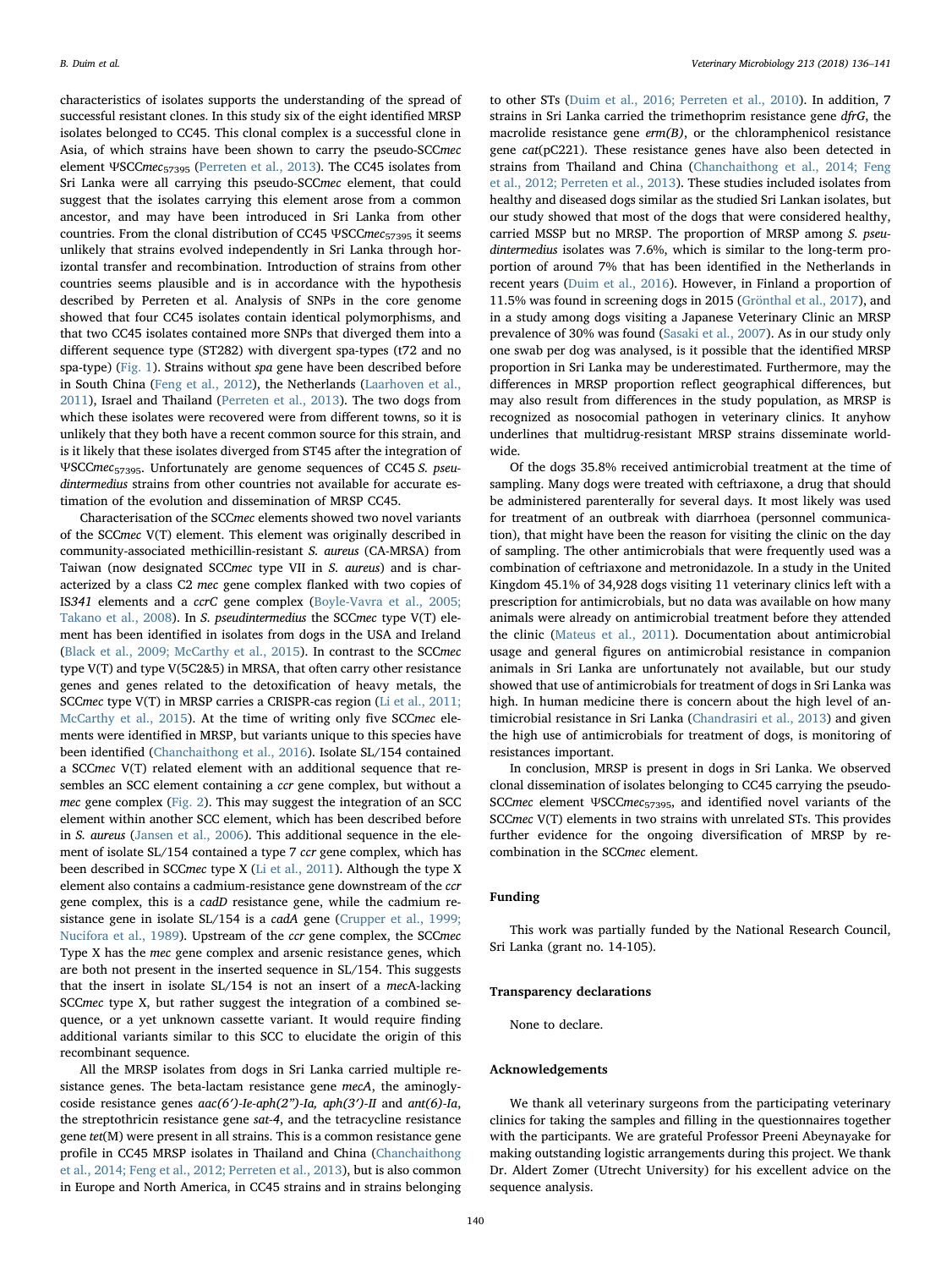characteristics of isolates supports the understanding of the spread of successful resistant clones. In this study six of the eight identified MRSP isolates belonged to CC45. This clonal complex is a successful clone in Asia, of which strains have been shown to carry the pseudo-SCC*mec* element ΨSCC*mec*$_{57395}$ (Perreten et al., 2013). The CC45 isolates from Sri Lanka were all carrying this pseudo-SCC*mec* element, that could suggest that the isolates carrying this element arose from a common ancestor, and may have been introduced in Sri Lanka from other countries. From the clonal distribution of CC45 ΨSCC*mec*$_{57395}$ it seems unlikely that strains evolved independently in Sri Lanka through horizontal transfer and recombination. Introduction of strains from other countries seems plausible and is in accordance with the hypothesis described by Perreten et al. Analysis of SNPs in the core genome showed that four CC45 isolates contain identical polymorphisms, and that two CC45 isolates contained more SNPs that diverged them into a different sequence type (ST282) with divergent spa-types (t72 and no spa-type) (Fig. 1). Strains without *spa* gene have been described before in South China (Feng et al., 2012), the Netherlands (Laarhoven et al., 2011), Israel and Thailand (Perreten et al., 2013). The two dogs from which these isolates were recovered were from different towns, so it is unlikely that they both have a recent common source for this strain, and is it likely that these isolates diverged from ST45 after the integration of ΨSCC*mec*$_{57395}$. Unfortunately are genome sequences of CC45 *S. pseudintermedius* strains from other countries not available for accurate estimation of the evolution and dissemination of MRSP CC45.

Characterisation of the SCC*mec* elements showed two novel variants of the SCC*mec* V(T) element. This element was originally described in community-associated methicillin-resistant *S. aureus* (CA-MRSA) from Taiwan (now designated SCC*mec* type VII in *S. aureus*) and is characterized by a class C2 *mec* gene complex flanked with two copies of IS*341* elements and a *ccrC* gene complex (Boyle-Vavra et al., 2005; Takano et al., 2008). In *S. pseudintermedius* the SCC*mec* type V(T) element has been identified in isolates from dogs in the USA and Ireland (Black et al., 2009; McCarthy et al., 2015). In contrast to the SCC*mec* type V(T) and type V(5C2&5) in MRSA, that often carry other resistance genes and genes related to the detoxification of heavy metals, the SCC*mec* type V(T) in MRSP carries a CRISPR-cas region (Li et al., 2011; McCarthy et al., 2015). At the time of writing only five SCC*mec* elements were identified in MRSP, but variants unique to this species have been identified (Chanchaithong et al., 2016). Isolate SL/154 contained a SCC*mec* V(T) related element with an additional sequence that resembles an SCC element containing a *ccr* gene complex, but without a *mec* gene complex (Fig. 2). This may suggest the integration of an SCC element within another SCC element, which has been described before in *S. aureus* (Jansen et al., 2006). This additional sequence in the element of isolate SL/154 contained a type 7 *ccr* gene complex, which has been described in SCC*mec* type X (Li et al., 2011). Although the type X element also contains a cadmium-resistance gene downstream of the *ccr* gene complex, this is a *cadD* resistance gene, while the cadmium resistance gene in isolate SL/154 is a *cadA* gene (Crupper et al., 1999; Nucifora et al., 1989). Upstream of the *ccr* gene complex, the SCC*mec* Type X has the *mec* gene complex and arsenic resistance genes, which are both not present in the inserted sequence in SL/154. This suggests that the insert in isolate SL/154 is not an insert of a *mec*A-lacking SCC*mec* type X, but rather suggest the integration of a combined sequence, or a yet unknown cassette variant. It would require finding additional variants similar to this SCC to elucidate the origin of this recombinant sequence.

All the MRSP isolates from dogs in Sri Lanka carried multiple resistance genes. The beta-lactam resistance gene *mecA*, the aminoglycoside resistance genes *aac(6′)-Ie-aph(2″)-Ia, aph(3′)-II* and *ant(6)-Ia*, the streptothricin resistance gene *sat-4*, and the tetracycline resistance gene *tet*(M) were present in all strains. This is a common resistance gene profile in CC45 MRSP isolates in Thailand and China (Chanchaithong et al., 2014; Feng et al., 2012; Perreten et al., 2013), but is also common in Europe and North America, in CC45 strains and in strains belonging to other STs (Duim et al., 2016; Perreten et al., 2010). In addition, 7 strains in Sri Lanka carried the trimethoprim resistance gene *dfrG*, the macrolide resistance gene *erm(B)*, or the chloramphenicol resistance gene *cat*(pC221). These resistance genes have also been detected in strains from Thailand and China (Chanchaithong et al., 2014; Feng et al., 2012; Perreten et al., 2013). These studies included isolates from healthy and diseased dogs similar as the studied Sri Lankan isolates, but our study showed that most of the dogs that were considered healthy, carried MSSP but no MRSP. The proportion of MRSP among *S. pseudintermedius* isolates was 7.6%, which is similar to the long-term proportion of around 7% that has been identified in the Netherlands in recent years (Duim et al., 2016). However, in Finland a proportion of 11.5% was found in screening dogs in 2015 (Grönthal et al., 2017), and in a study among dogs visiting a Japanese Veterinary Clinic an MRSP prevalence of 30% was found (Sasaki et al., 2007). As in our study only one swab per dog was analysed, is it possible that the identified MRSP proportion in Sri Lanka may be underestimated. Furthermore, may the differences in MRSP proportion reflect geographical differences, but may also result from differences in the study population, as MRSP is recognized as nosocomial pathogen in veterinary clinics. It anyhow underlines that multidrug-resistant MRSP strains disseminate worldwide.

Of the dogs 35.8% received antimicrobial treatment at the time of sampling. Many dogs were treated with ceftriaxone, a drug that should be administered parenterally for several days. It most likely was used for treatment of an outbreak with diarrhoea (personnel communication), that might have been the reason for visiting the clinic on the day of sampling. The other antimicrobials that were frequently used was a combination of ceftriaxone and metronidazole. In a study in the United Kingdom 45.1% of 34,928 dogs visiting 11 veterinary clinics left with a prescription for antimicrobials, but no data was available on how many animals were already on antimicrobial treatment before they attended the clinic (Mateus et al., 2011). Documentation about antimicrobial usage and general figures on antimicrobial resistance in companion animals in Sri Lanka are unfortunately not available, but our study showed that use of antimicrobials for treatment of dogs in Sri Lanka was high. In human medicine there is concern about the high level of antimicrobial resistance in Sri Lanka (Chandrasiri et al., 2013) and given the high use of antimicrobials for treatment of dogs, is monitoring of resistances important.

In conclusion, MRSP is present in dogs in Sri Lanka. We observed clonal dissemination of isolates belonging to CC45 carrying the pseudo-SCC*mec* element ΨSCC*mec*$_{57395}$, and identified novel variants of the SCC*mec* V(T) elements in two strains with unrelated STs. This provides further evidence for the ongoing diversification of MRSP by recombination in the SCC*mec* element.

## Funding

This work was partially funded by the National Research Council, Sri Lanka (grant no. 14-105).

## Transparency declarations

None to declare.

## Acknowledgements

We thank all veterinary surgeons from the participating veterinary clinics for taking the samples and filling in the questionnaires together with the participants. We are grateful Professor Preeni Abeynayake for making outstanding logistic arrangements during this project. We thank Dr. Aldert Zomer (Utrecht University) for his excellent advice on the sequence analysis.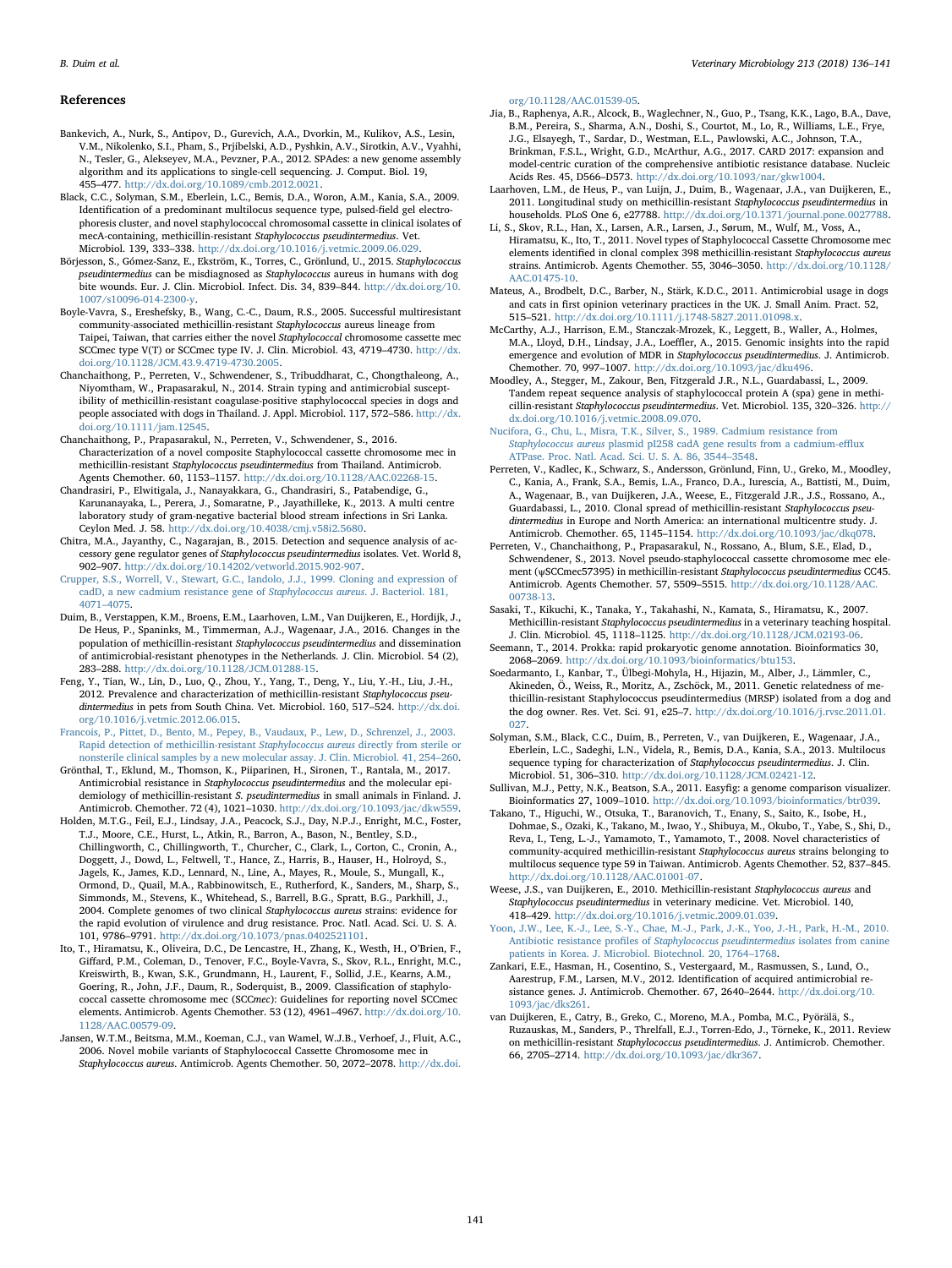## References

Bankevich, A., Nurk, S., Antipov, D., Gurevich, A.A., Dvorkin, M., Kulikov, A.S., Lesin, V.M., Nikolenko, S.I., Pham, S., Prjibelski, A.D., Pyshkin, A.V., Sirotkin, A.V., Vyahhi, N., Tesler, G., Alekseyev, M.A., Pevzner, P.A., 2012. SPAdes: a new genome assembly algorithm and its applications to single-cell sequencing. J. Comput. Biol. 19, 455–477. http://dx.doi.org/10.1089/cmb.2012.0021.

Black, C.C., Solyman, S.M., Eberlein, L.C., Bemis, D.A., Woron, A.M., Kania, S.A., 2009. Identification of a predominant multilocus sequence type, pulsed-field gel electrophoresis cluster, and novel staphylococcal chromosomal cassette in clinical isolates of mecA-containing, methicillin-resistant *Staphylococcus pseudintermedius*. Vet. Microbiol. 139, 333–338. http://dx.doi.org/10.1016/j.vetmic.2009.06.029.

Börjesson, S., Gómez-Sanz, E., Ekström, K., Torres, C., Grönlund, U., 2015. *Staphylococcus pseudintermedius* can be misdiagnosed as *Staphylococcus* aureus in humans with dog bite wounds. Eur. J. Clin. Microbiol. Infect. Dis. 34, 839–844. http://dx.doi.org/10.1007/s10096-014-2300-y.

Boyle-Vavra, S., Ereshefsky, B., Wang, C.-C., Daum, R.S., 2005. Successful multiresistant community-associated methicillin-resistant *Staphylococcus* aureus lineage from Taipei, Taiwan, that carries either the novel *Staphylococcal* chromosome cassette mec SCCmec type V(T) or SCCmec type IV. J. Clin. Microbiol. 43, 4719–4730. http://dx.doi.org/10.1128/JCM.43.9.4719-4730.2005.

Chanchaithong, P., Perreten, V., Schwendener, S., Tribuddharat, C., Chongthaleong, A., Niyomtham, W., Prapasarakul, N., 2014. Strain typing and antimicrobial susceptibility of methicillin-resistant coagulase-positive staphylococcal species in dogs and people associated with dogs in Thailand. J. Appl. Microbiol. 117, 572–586. http://dx.doi.org/10.1111/jam.12545.

Chanchaithong, P., Prapasarakul, N., Perreten, V., Schwendener, S., 2016. Characterization of a novel composite Staphylococcal cassette chromosome mec in methicillin-resistant *Staphylococcus pseudintermedius* from Thailand. Antimicrob. Agents Chemother. 60, 1153–1157. http://dx.doi.org/10.1128/AAC.02268-15.

Chandrasiri, P., Elwitigala, J., Nanayakkara, G., Chandrasiri, S., Patabendige, G., Karunanayaka, L., Perera, J., Somaratne, P., Jayathilleke, K., 2013. A multi centre laboratory study of gram-negative bacterial blood stream infections in Sri Lanka. Ceylon Med. J. 58. http://dx.doi.org/10.4038/cmj.v58i2.5680.

Chitra, M.A., Jayanthy, C., Nagarajan, B., 2015. Detection and sequence analysis of accessory gene regulator genes of *Staphylococcus pseudintermedius* isolates. Vet. World 8, 902–907. http://dx.doi.org/10.14202/vetworld.2015.902-907.

Crupper, S.S., Worrell, V., Stewart, G.C., Iandolo, J.J., 1999. Cloning and expression of cadD, a new cadmium resistance gene of *Staphylococcus aureus*. J. Bacteriol. 181, 4071–4075.

Duim, B., Verstappen, K.M., Broens, E.M., Laarhoven, L.M., Van Duijkeren, E., Hordijk, J., De Heus, P., Spaninks, M., Timmerman, A.J., Wagenaar, J.A., 2016. Changes in the population of methicillin-resistant *Staphylococcus pseudintermedius* and dissemination of antimicrobial-resistant phenotypes in the Netherlands. J. Clin. Microbiol. 54 (2), 283–288. http://dx.doi.org/10.1128/JCM.01288-15.

Feng, Y., Tian, W., Lin, D., Luo, Q., Zhou, Y., Yang, T., Deng, Y., Liu, Y.-H., Liu, J.-H., 2012. Prevalence and characterization of methicillin-resistant *Staphylococcus pseudintermedius* in pets from South China. Vet. Microbiol. 160, 517–524. http://dx.doi.org/10.1016/j.vetmic.2012.06.015.

Francois, P., Pittet, D., Bento, M., Pepey, B., Vaudaux, P., Lew, D., Schrenzel, J., 2003. Rapid detection of methicillin-resistant *Staphylococcus aureus* directly from sterile or nonsterile clinical samples by a new molecular assay. J. Clin. Microbiol. 41, 254–260.

Grönthal, T., Eklund, M., Thomson, K., Piiparinen, H., Sironen, T., Rantala, M., 2017. Antimicrobial resistance in *Staphylococcus pseudintermedius* and the molecular epidemiology of methicillin-resistant *S. pseudintermedius* in small animals in Finland. J. Antimicrob. Chemother. 72 (4), 1021–1030. http://dx.doi.org/10.1093/jac/dkw559.

Holden, M.T.G., Feil, E.J., Lindsay, J.A., Peacock, S.J., Day, N.P.J., Enright, M.C., Foster, T.J., Moore, C.E., Hurst, L., Atkin, R., Barron, A., Bason, N., Bentley, S.D., Chillingworth, C., Chillingworth, T., Churcher, C., Clark, L., Corton, C., Cronin, A., Doggett, J., Dowd, L., Feltwell, T., Hance, Z., Harris, B., Hauser, H., Holroyd, S., Jagels, K., James, K.D., Lennard, N., Line, A., Mayes, R., Moule, S., Mungall, K., Ormond, D., Quail, M.A., Rabbinowitsch, E., Rutherford, K., Sanders, M., Sharp, S., Simmonds, M., Stevens, K., Whitehead, S., Barrell, B.G., Spratt, B.G., Parkhill, J., 2004. Complete genomes of two clinical *Staphylococcus aureus* strains: evidence for the rapid evolution of virulence and drug resistance. Proc. Natl. Acad. Sci. U. S. A. 101, 9786–9791. http://dx.doi.org/10.1073/pnas.0402521101.

Ito, T., Hiramatsu, K., Oliveira, D.C., De Lencastre, H., Zhang, K., Westh, H., O'Brien, F., Giffard, P.M., Coleman, D., Tenover, F.C., Boyle-Vavra, S., Skov, R.L., Enright, M.C., Kreiswirth, B., Kwan, S.K., Grundmann, H., Laurent, F., Sollid, J.E., Kearns, A.M., Goering, R., John, J.F., Daum, R., Soderquist, B., 2009. Classification of staphylococcal cassette chromosome mec (SCC*mec*): Guidelines for reporting novel SCCmec elements. Antimicrob. Agents Chemother. 53 (12), 4961–4967. http://dx.doi.org/10.1128/AAC.00579-09.

Jansen, W.T.M., Beitsma, M.M., Koeman, C.J., van Wamel, W.J.B., Verhoef, J., Fluit, A.C., 2006. Novel mobile variants of Staphylococcal Cassette Chromosome mec in *Staphylococcus aureus*. Antimicrob. Agents Chemother. 50, 2072–2078. http://dx.doi.org/10.1128/AAC.01539-05.

Jia, B., Raphenya, A.R., Alcock, B., Waglechner, N., Guo, P., Tsang, K.K., Lago, B.A., Dave, B.M., Pereira, S., Sharma, A.N., Doshi, S., Courtot, M., Lo, R., Williams, L.E., Frye, J.G., Elsayegh, T., Sardar, D., Westman, E.L., Pawlowski, A.C., Johnson, T.A., Brinkman, F.S.L., Wright, G.D., McArthur, A.G., 2017. CARD 2017: expansion and model-centric curation of the comprehensive antibiotic resistance database. Nucleic Acids Res. 45, D566–D573. http://dx.doi.org/10.1093/nar/gkw1004.

Laarhoven, L.M., de Heus, P., van Luijn, J., Duim, B., Wagenaar, J.A., van Duijkeren, E., 2011. Longitudinal study on methicillin-resistant *Staphylococcus pseudintermedius* in households. PLoS One 6, e27788. http://dx.doi.org/10.1371/journal.pone.0027788.

Li, S., Skov, R.L., Han, X., Larsen, A.R., Larsen, J., Sørum, M., Wulf, M., Voss, A., Hiramatsu, K., Ito, T., 2011. Novel types of Staphylococcal Cassette Chromosome mec elements identified in clonal complex 398 methicillin-resistant *Staphylococcus aureus* strains. Antimicrob. Agents Chemother. 55, 3046–3050. http://dx.doi.org/10.1128/AAC.01475-10.

Mateus, A., Brodbelt, D.C., Barber, N., Stärk, K.D.C., 2011. Antimicrobial usage in dogs and cats in first opinion veterinary practices in the UK. J. Small Anim. Pract. 52, 515–521. http://dx.doi.org/10.1111/j.1748-5827.2011.01098.x.

McCarthy, A.J., Harrison, E.M., Stanczak-Mrozek, K., Leggett, B., Waller, A., Holmes, M.A., Lloyd, D.H., Lindsay, J.A., Loeffler, A., 2015. Genomic insights into the rapid emergence and evolution of MDR in *Staphylococcus pseudintermedius*. J. Antimicrob. Chemother. 70, 997–1007. http://dx.doi.org/10.1093/jac/dku496.

Moodley, A., Stegger, M., Zakour, Ben, Fitzgerald J.R., N.L., Guardabassi, L., 2009. Tandem repeat sequence analysis of staphylococcal protein A (spa) gene in methicillin-resistant *Staphylococcus pseudintermedius*. Vet. Microbiol. 135, 320–326. http://dx.doi.org/10.1016/j.vetmic.2008.09.070.

Nucifora, G., Chu, L., Misra, T.K., Silver, S., 1989. Cadmium resistance from *Staphylococcus aureus* plasmid pI258 cadA gene results from a cadmium-efflux ATPase. Proc. Natl. Acad. Sci. U. S. A. 86, 3544–3548.

Perreten, V., Kadlec, K., Schwarz, S., Andersson Grönlund, Finn, U., Greko, M., Moodley, C., Kania, A., Frank, S.A., Bemis, L.A., Franco, D.A., Iurescia, A., Battisti, M., Duim, A., Wagenaar, B., van Duijkeren, J.A., Weese, E., Fitzgerald J.R., J.S., Rossano, A., Guardabassi, L., 2010. Clonal spread of methicillin-resistant *Staphylococcus pseudintermedius* in Europe and North America: an international multicentre study. J. Antimicrob. Chemother. 65, 1145–1154. http://dx.doi.org/10.1093/jac/dkq078.

Perreten, V., Chanchaithong, P., Prapasarakul, N., Rossano, A., Blum, S.E., Elad, D., Schwendener, S., 2013. Novel pseudo-staphylococcal cassette chromosome mec element (ψSCCmec57395) in methicillin-resistant *Staphylococcus pseudintermedius* CC45. Antimicrob. Agents Chemother. 57, 5509–5515. http://dx.doi.org/10.1128/AAC.00738-13.

Sasaki, T., Kikuchi, K., Tanaka, Y., Takahashi, N., Kamata, S., Hiramatsu, K., 2007. Methicillin-resistant *Staphylococcus pseudintermedius* in a veterinary teaching hospital. J. Clin. Microbiol. 45, 1118–1125. http://dx.doi.org/10.1128/JCM.02193-06.

Seemann, T., 2014. Prokka: rapid prokaryotic genome annotation. Bioinformatics 30, 2068–2069. http://dx.doi.org/10.1093/bioinformatics/btu153.

Soedarmanto, I., Kanbar, T., Ülbegi-Mohyla, H., Hijazin, M., Alber, J., Lämmler, C., Akineden, Ö., Weiss, R., Moritz, A., Zschöck, M., 2011. Genetic relatedness of methicillin-resistant Staphylococcus pseudintermedius (MRSP) isolated from a dog and the dog owner. Res. Vet. Sci. 91, e25–7. http://dx.doi.org/10.1016/j.rvsc.2011.01.027.

Solyman, S.M., Black, C.C., Duim, B., Perreten, V., van Duijkeren, E., Wagenaar, J.A., Eberlein, L.C., Sadeghi, L.N., Videla, R., Bemis, D.A., Kania, S.A., 2013. Multilocus sequence typing for characterization of *Staphylococcus pseudintermedius*. J. Clin. Microbiol. 51, 306–310. http://dx.doi.org/10.1128/JCM.02421-12.

Sullivan, M.J., Petty, N.K., Beatson, S.A., 2011. Easyfig: a genome comparison visualizer. Bioinformatics 27, 1009–1010. http://dx.doi.org/10.1093/bioinformatics/btr039.

Takano, T., Higuchi, W., Otsuka, T., Baranovich, T., Enany, S., Saito, K., Isobe, H., Dohmae, S., Ozaki, K., Takano, M., Iwao, Y., Shibuya, M., Okubo, T., Yabe, S., Shi, D., Reva, I., Teng, L.-J., Yamamoto, T., Yamamoto, T., 2008. Novel characteristics of community-acquired methicillin-resistant *Staphylococcus aureus* strains belonging to multilocus sequence type 59 in Taiwan. Antimicrob. Agents Chemother. 52, 837–845. http://dx.doi.org/10.1128/AAC.01001-07.

Weese, J.S., van Duijkeren, E., 2010. Methicillin-resistant *Staphylococcus aureus* and *Staphylococcus pseudintermedius* in veterinary medicine. Vet. Microbiol. 140, 418–429. http://dx.doi.org/10.1016/j.vetmic.2009.01.039.

Yoon, J.W., Lee, K.-J., Lee, S.-Y., Chae, M.-J., Park, J.-K., Yoo, J.-H., Park, H.-M., 2010. Antibiotic resistance profiles of *Staphylococcus pseudintermedius* isolates from canine patients in Korea. J. Microbiol. Biotechnol. 20, 1764–1768.

Zankari, E.E., Hasman, H., Cosentino, S., Vestergaard, M., Rasmussen, S., Lund, O., Aarestrup, F.M., Larsen, M.V., 2012. Identification of acquired antimicrobial resistance genes. J. Antimicrob. Chemother. 67, 2640–2644. http://dx.doi.org/10.1093/jac/dks261.

van Duijkeren, E., Catry, B., Greko, C., Moreno, M.A., Pomba, M.C., Pyörälä, S., Ruzauskas, M., Sanders, P., Threlfall, E.J., Torren-Edo, J., Törneke, K., 2011. Review on methicillin-resistant *Staphylococcus pseudintermedius*. J. Antimicrob. Chemother. 66, 2705–2714. http://dx.doi.org/10.1093/jac/dkr367.